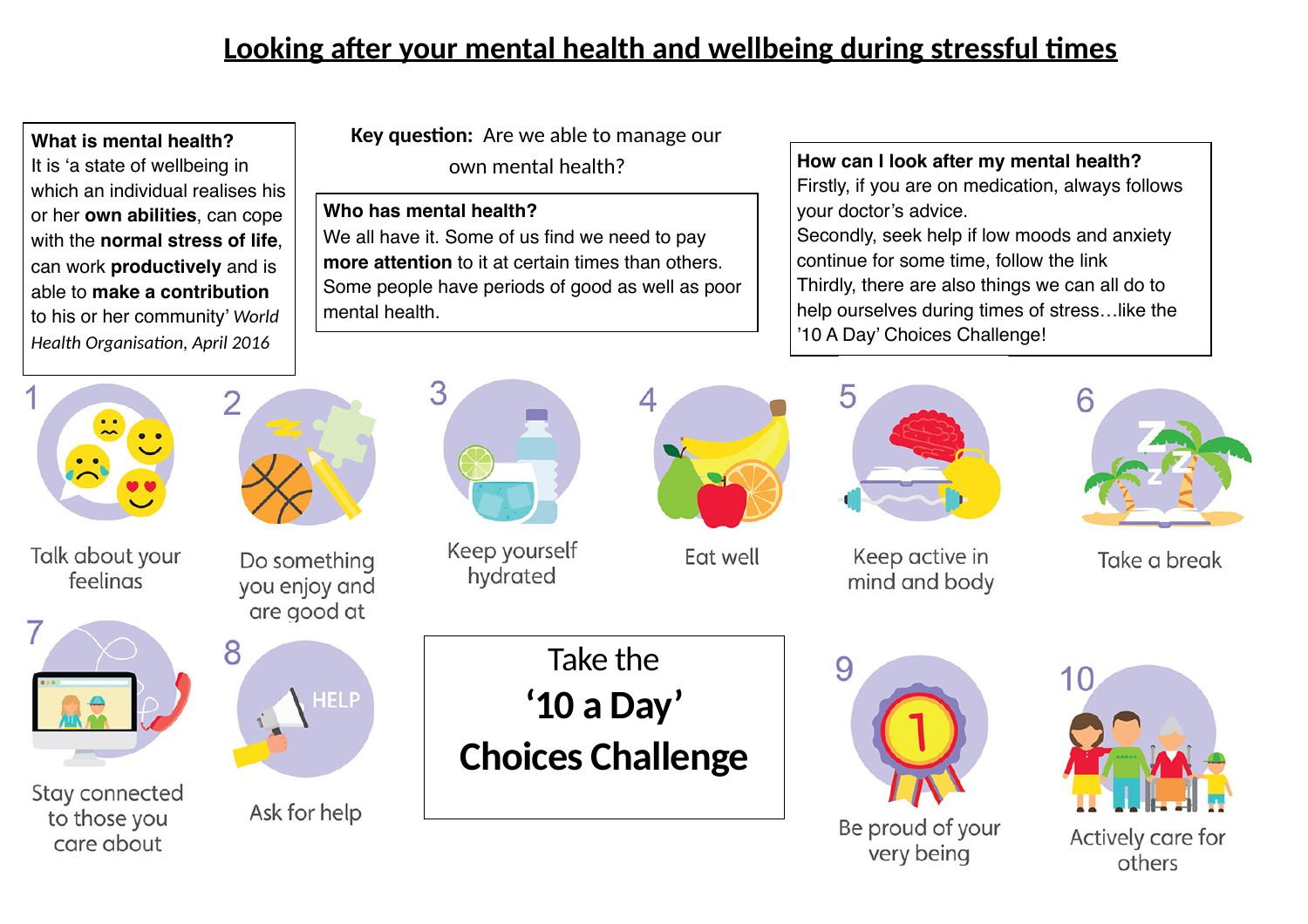# Looking after your mental health and wellbeing during stressful times

**What is mental health?**
It is 'a state of wellbeing in which an individual realises his or her **own abilities**, can cope with the **normal stress of life**, can work **productively** and is able to **make a contribution** to his or her community' *World Health Organisation, April 2016*

**Key question:** Are we able to manage our own mental health?

**Who has mental health?**
We all have it. Some of us find we need to pay **more attention** to it at certain times than others. Some people have periods of good as well as poor mental health.

**How can I look after my mental health?**
Firstly, if you are on medication, always follows your doctor's advice.
Secondly, seek help if low moods and anxiety continue for some time, follow the link
Thirdly, there are also things we can all do to help ourselves during times of stress…like the '10 A Day' Choices Challenge!

1. Talk about your feelings
2. Do something you enjoy and are good at
3. Keep yourself hydrated
4. Eat well
5. Keep active in mind and body
6. Take a break
7. Stay connected to those you care about
8. Ask for help
9. Be proud of your very being
10. Actively care for others

**Take the '10 a Day' Choices Challenge**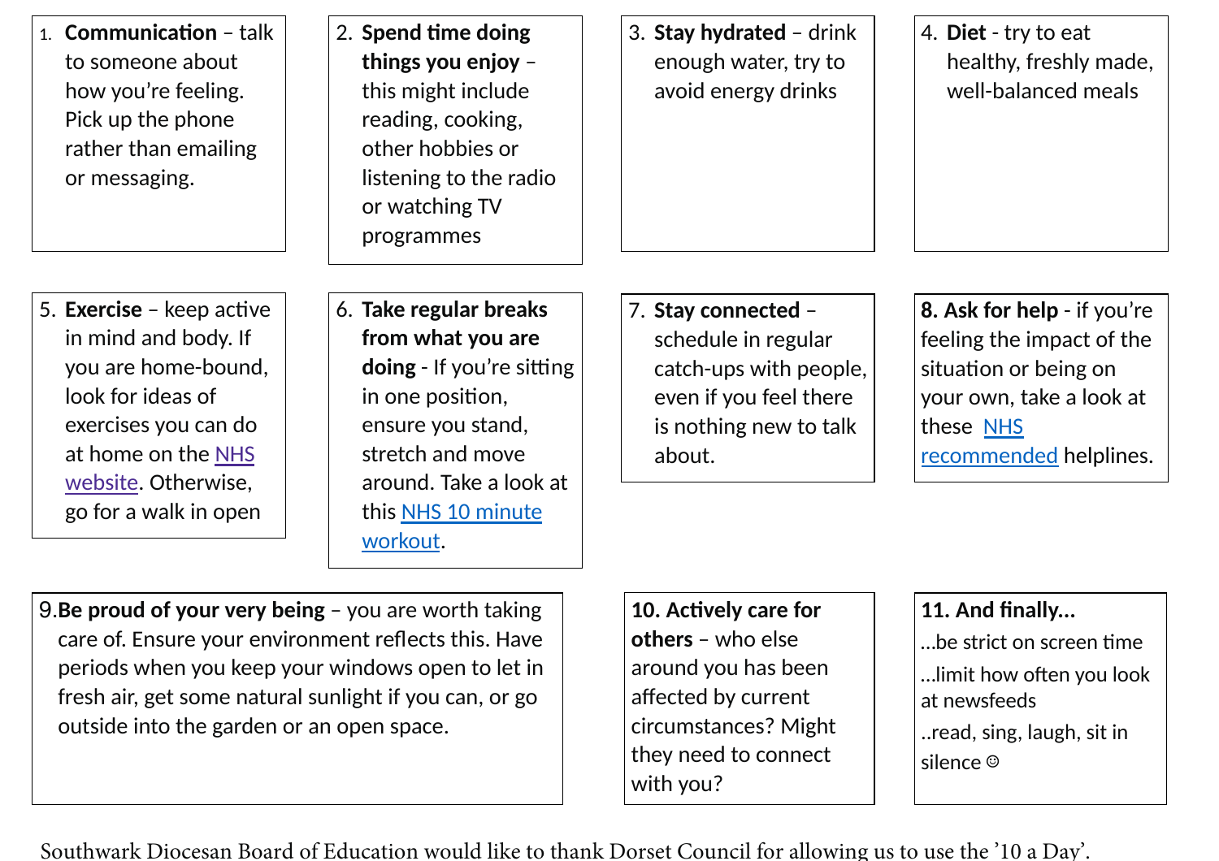1. **Communication** – talk to someone about how you're feeling. Pick up the phone rather than emailing or messaging.

2. **Spend time doing things you enjoy** – this might include reading, cooking, other hobbies or listening to the radio or watching TV programmes

3. **Stay hydrated** – drink enough water, try to avoid energy drinks

4. **Diet** - try to eat healthy, freshly made, well-balanced meals

5. **Exercise** – keep active in mind and body. If you are home-bound, look for ideas of exercises you can do at home on the NHS website. Otherwise, go for a walk in open

6. **Take regular breaks from what you are doing** - If you're sitting in one position, ensure you stand, stretch and move around. Take a look at this NHS 10 minute workout.

7. **Stay connected** – schedule in regular catch-ups with people, even if you feel there is nothing new to talk about.

8. **Ask for help** - if you're feeling the impact of the situation or being on your own, take a look at these NHS recommended helplines.

9. **Be proud of your very being** – you are worth taking care of. Ensure your environment reflects this. Have periods when you keep your windows open to let in fresh air, get some natural sunlight if you can, or go outside into the garden or an open space.

10. **Actively care for others** – who else around you has been affected by current circumstances? Might they need to connect with you?

11. **And finally...**

...be strict on screen time

...limit how often you look at newsfeeds

..read, sing, laugh, sit in silence ☺

Southwark Diocesan Board of Education would like to thank Dorset Council for allowing us to use the '10 a Day'.